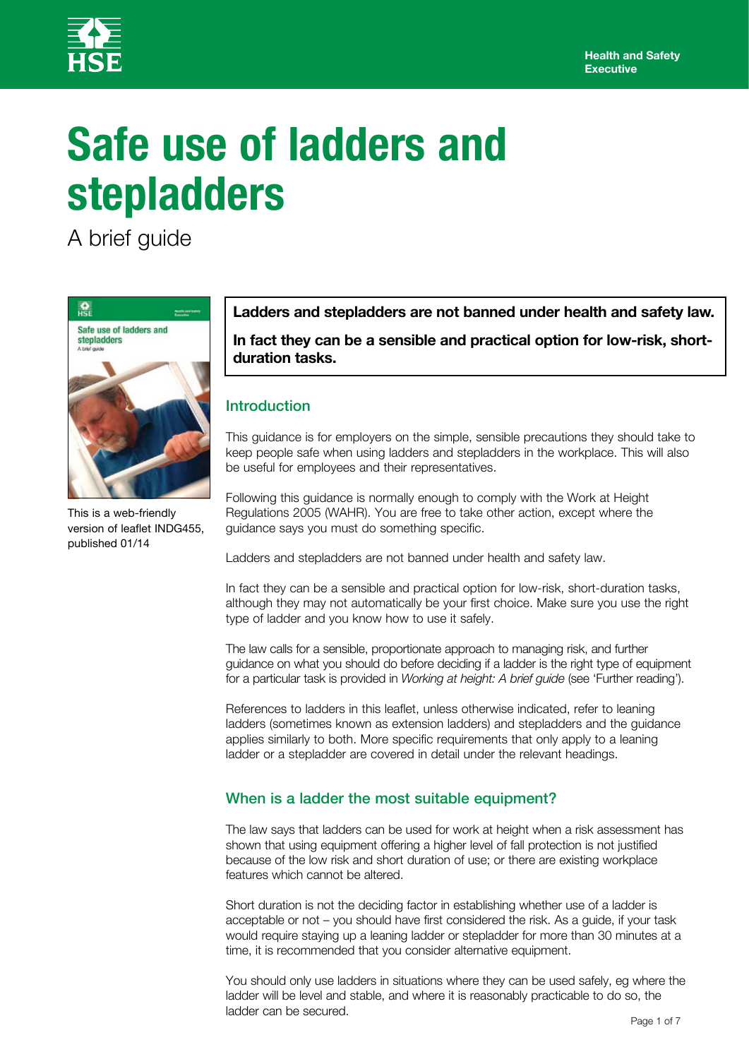Health and Safety Executive

# Safe use of ladders and stepladders

A brief guide

This is a web-friendly version of leaflet INDG455, published 01/14

**Ladders and stepladders are not banned under health and safety law.**

**In fact they can be a sensible and practical option for low-risk, short-duration tasks.**

## Introduction

This guidance is for employers on the simple, sensible precautions they should take to keep people safe when using ladders and stepladders in the workplace. This will also be useful for employees and their representatives.

Following this guidance is normally enough to comply with the Work at Height Regulations 2005 (WAHR). You are free to take other action, except where the guidance says you must do something specific.

Ladders and stepladders are not banned under health and safety law.

In fact they can be a sensible and practical option for low-risk, short-duration tasks, although they may not automatically be your first choice. Make sure you use the right type of ladder and you know how to use it safely.

The law calls for a sensible, proportionate approach to managing risk, and further guidance on what you should do before deciding if a ladder is the right type of equipment for a particular task is provided in *Working at height: A brief guide* (see 'Further reading').

References to ladders in this leaflet, unless otherwise indicated, refer to leaning ladders (sometimes known as extension ladders) and stepladders and the guidance applies similarly to both. More specific requirements that only apply to a leaning ladder or a stepladder are covered in detail under the relevant headings.

## When is a ladder the most suitable equipment?

The law says that ladders can be used for work at height when a risk assessment has shown that using equipment offering a higher level of fall protection is not justified because of the low risk and short duration of use; or there are existing workplace features which cannot be altered.

Short duration is not the deciding factor in establishing whether use of a ladder is acceptable or not – you should have first considered the risk. As a guide, if your task would require staying up a leaning ladder or stepladder for more than 30 minutes at a time, it is recommended that you consider alternative equipment.

You should only use ladders in situations where they can be used safely, eg where the ladder will be level and stable, and where it is reasonably practicable to do so, the ladder can be secured.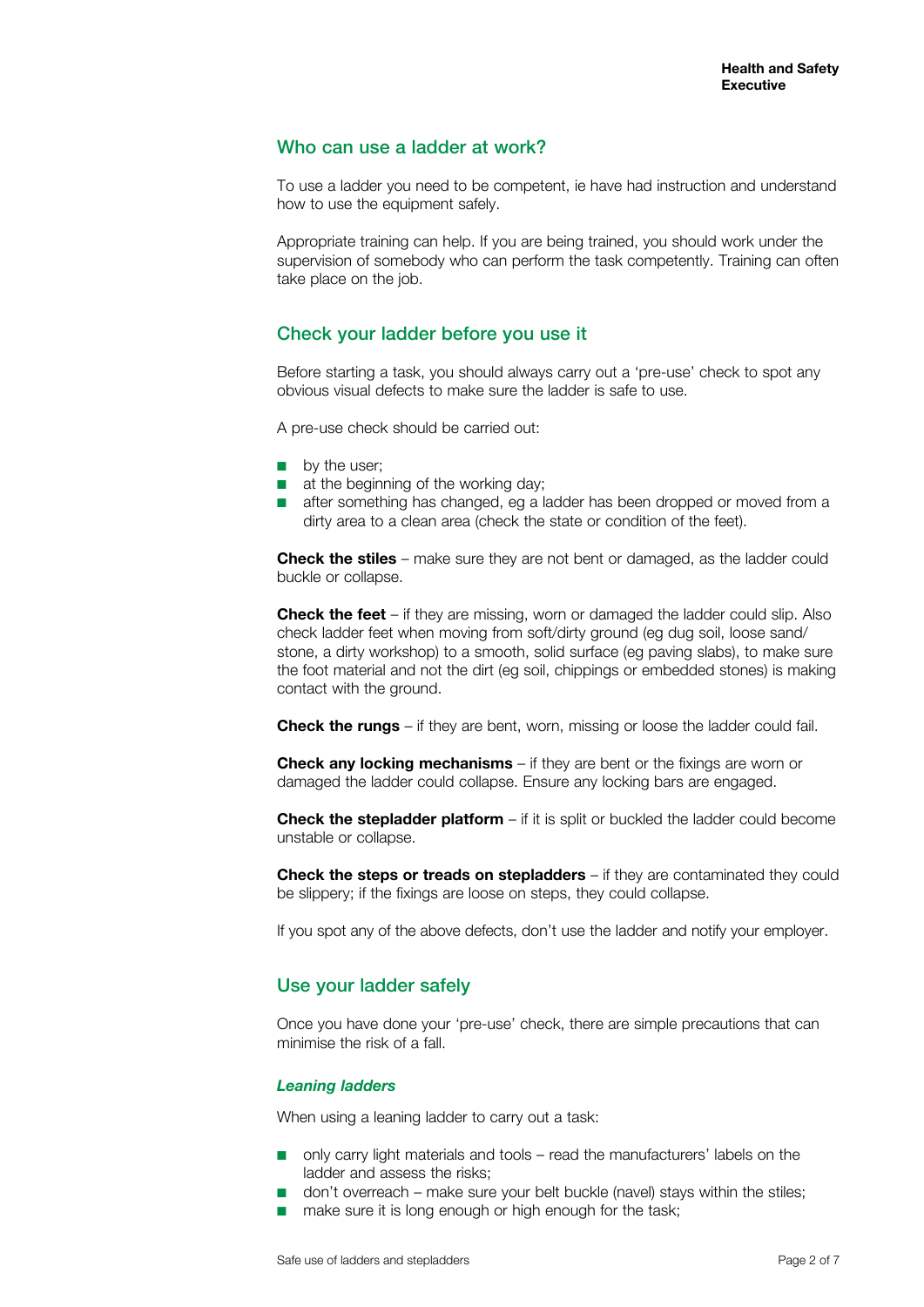## Who can use a ladder at work?

To use a ladder you need to be competent, ie have had instruction and understand how to use the equipment safely.

Appropriate training can help. If you are being trained, you should work under the supervision of somebody who can perform the task competently. Training can often take place on the job.

## Check your ladder before you use it

Before starting a task, you should always carry out a 'pre-use' check to spot any obvious visual defects to make sure the ladder is safe to use.

A pre-use check should be carried out:

- by the user;
- at the beginning of the working day;
- after something has changed, eg a ladder has been dropped or moved from a dirty area to a clean area (check the state or condition of the feet).

**Check the stiles** – make sure they are not bent or damaged, as the ladder could buckle or collapse.

**Check the feet** – if they are missing, worn or damaged the ladder could slip. Also check ladder feet when moving from soft/dirty ground (eg dug soil, loose sand/stone, a dirty workshop) to a smooth, solid surface (eg paving slabs), to make sure the foot material and not the dirt (eg soil, chippings or embedded stones) is making contact with the ground.

**Check the rungs** – if they are bent, worn, missing or loose the ladder could fail.

**Check any locking mechanisms** – if they are bent or the fixings are worn or damaged the ladder could collapse. Ensure any locking bars are engaged.

**Check the stepladder platform** – if it is split or buckled the ladder could become unstable or collapse.

**Check the steps or treads on stepladders** – if they are contaminated they could be slippery; if the fixings are loose on steps, they could collapse.

If you spot any of the above defects, don't use the ladder and notify your employer.

## Use your ladder safely

Once you have done your 'pre-use' check, there are simple precautions that can minimise the risk of a fall.

### *Leaning ladders*

When using a leaning ladder to carry out a task:

- only carry light materials and tools – read the manufacturers' labels on the ladder and assess the risks;
- don't overreach – make sure your belt buckle (navel) stays within the stiles;
- make sure it is long enough or high enough for the task;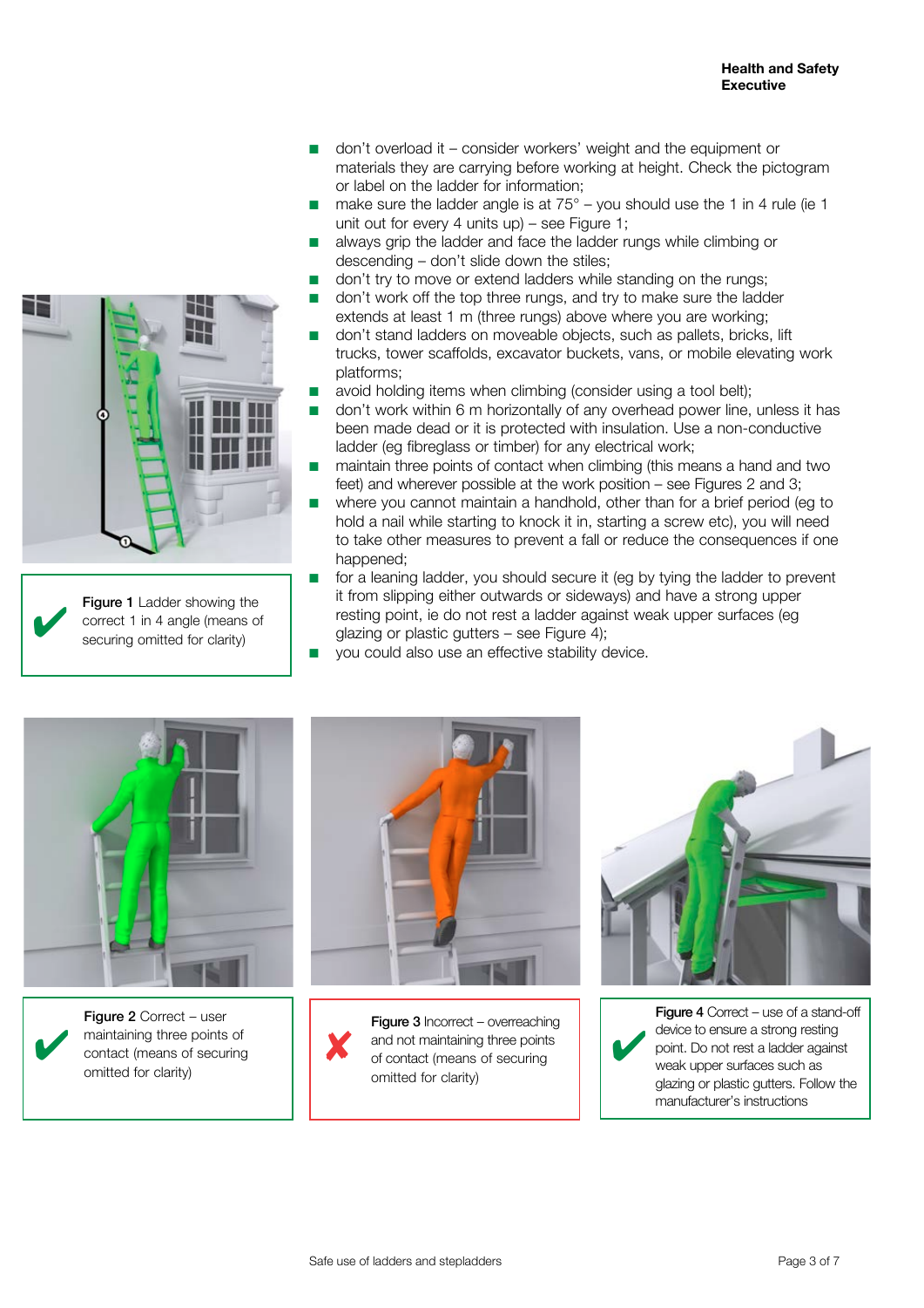- don't overload it – consider workers' weight and the equipment or materials they are carrying before working at height. Check the pictogram or label on the ladder for information;
- make sure the ladder angle is at 75° – you should use the 1 in 4 rule (ie 1 unit out for every 4 units up) – see Figure 1;
- always grip the ladder and face the ladder rungs while climbing or descending – don't slide down the stiles;
- don't try to move or extend ladders while standing on the rungs;
- don't work off the top three rungs, and try to make sure the ladder extends at least 1 m (three rungs) above where you are working;
- don't stand ladders on moveable objects, such as pallets, bricks, lift trucks, tower scaffolds, excavator buckets, vans, or mobile elevating work platforms;
- avoid holding items when climbing (consider using a tool belt);
- don't work within 6 m horizontally of any overhead power line, unless it has been made dead or it is protected with insulation. Use a non-conductive ladder (eg fibreglass or timber) for any electrical work;
- maintain three points of contact when climbing (this means a hand and two feet) and wherever possible at the work position – see Figures 2 and 3;
- where you cannot maintain a handhold, other than for a brief period (eg to hold a nail while starting to knock it in, starting a screw etc), you will need to take other measures to prevent a fall or reduce the consequences if one happened;
- for a leaning ladder, you should secure it (eg by tying the ladder to prevent it from slipping either outwards or sideways) and have a strong upper resting point, ie do not rest a ladder against weak upper surfaces (eg glazing or plastic gutters – see Figure 4);
- you could also use an effective stability device.

✔ **Figure 1** Ladder showing the correct 1 in 4 angle (means of securing omitted for clarity)

✔ **Figure 2** Correct – user maintaining three points of contact (means of securing omitted for clarity)

✘ **Figure 3** Incorrect – overreaching and not maintaining three points of contact (means of securing omitted for clarity)

✔ **Figure 4** Correct – use of a stand-off device to ensure a strong resting point. Do not rest a ladder against weak upper surfaces such as glazing or plastic gutters. Follow the manufacturer's instructions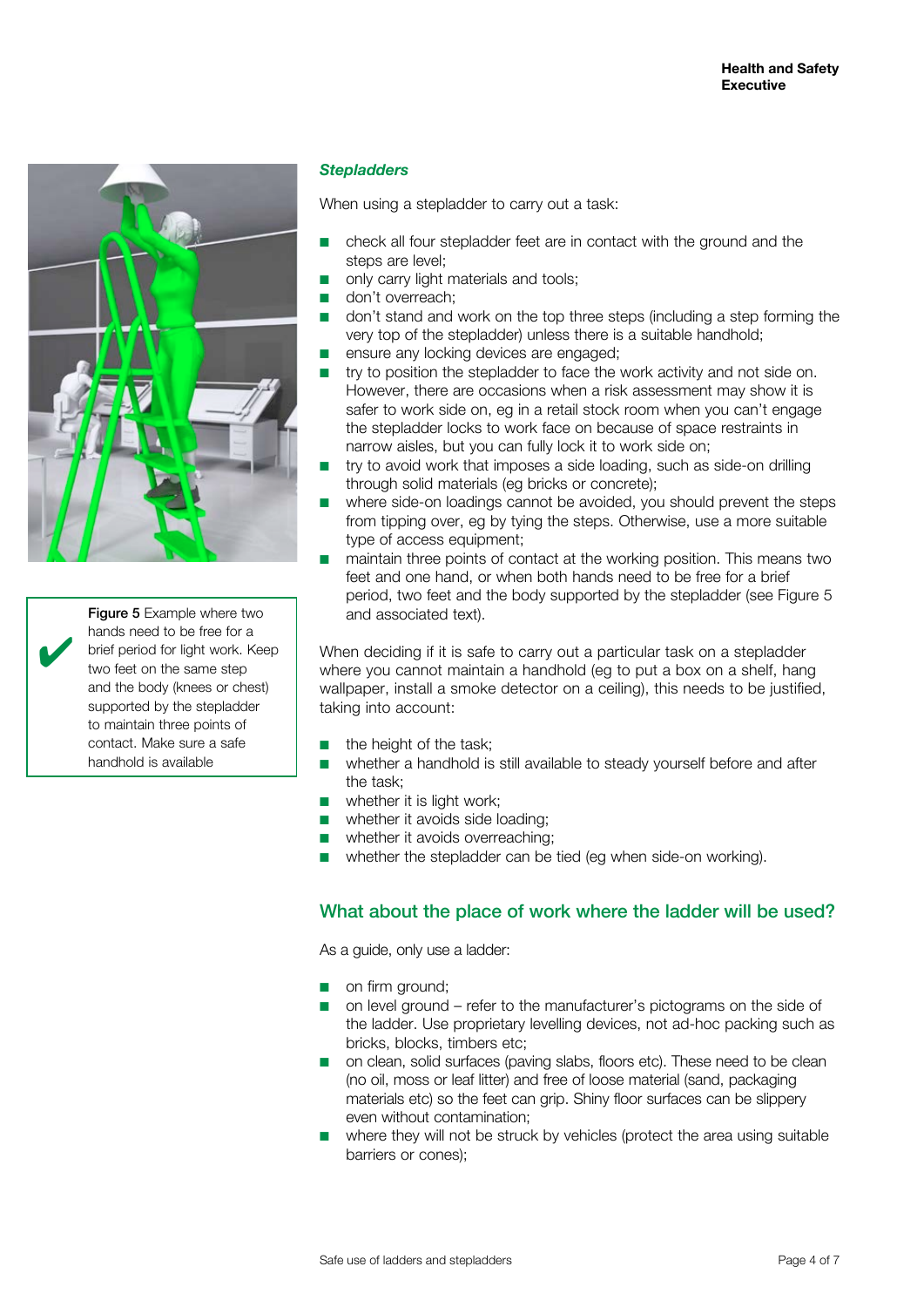### *Steppladders*

When using a stepladder to carry out a task:

- check all four stepladder feet are in contact with the ground and the steps are level;
- only carry light materials and tools;
- don't overreach;
- don't stand and work on the top three steps (including a step forming the very top of the stepladder) unless there is a suitable handhold;
- ensure any locking devices are engaged;
- try to position the stepladder to face the work activity and not side on. However, there are occasions when a risk assessment may show it is safer to work side on, eg in a retail stock room when you can't engage the stepladder locks to work face on because of space restraints in narrow aisles, but you can fully lock it to work side on;
- try to avoid work that imposes a side loading, such as side-on drilling through solid materials (eg bricks or concrete);
- where side-on loadings cannot be avoided, you should prevent the steps from tipping over, eg by tying the steps. Otherwise, use a more suitable type of access equipment;
- maintain three points of contact at the working position. This means two feet and one hand, or when both hands need to be free for a brief period, two feet and the body supported by the stepladder (see Figure 5 and associated text).

**Figure 5** Example where two hands need to be free for a brief period for light work. Keep two feet on the same step and the body (knees or chest) supported by the stepladder to maintain three points of contact. Make sure a safe handhold is available

When deciding if it is safe to carry out a particular task on a stepladder where you cannot maintain a handhold (eg to put a box on a shelf, hang wallpaper, install a smoke detector on a ceiling), this needs to be justified, taking into account:

- the height of the task;
- whether a handhold is still available to steady yourself before and after the task;
- whether it is light work;
- whether it avoids side loading;
- whether it avoids overreaching;
- whether the stepladder can be tied (eg when side-on working).

## What about the place of work where the ladder will be used?

As a guide, only use a ladder:

- on firm ground;
- on level ground – refer to the manufacturer's pictograms on the side of the ladder. Use proprietary levelling devices, not ad-hoc packing such as bricks, blocks, timbers etc;
- on clean, solid surfaces (paving slabs, floors etc). These need to be clean (no oil, moss or leaf litter) and free of loose material (sand, packaging materials etc) so the feet can grip. Shiny floor surfaces can be slippery even without contamination;
- where they will not be struck by vehicles (protect the area using suitable barriers or cones);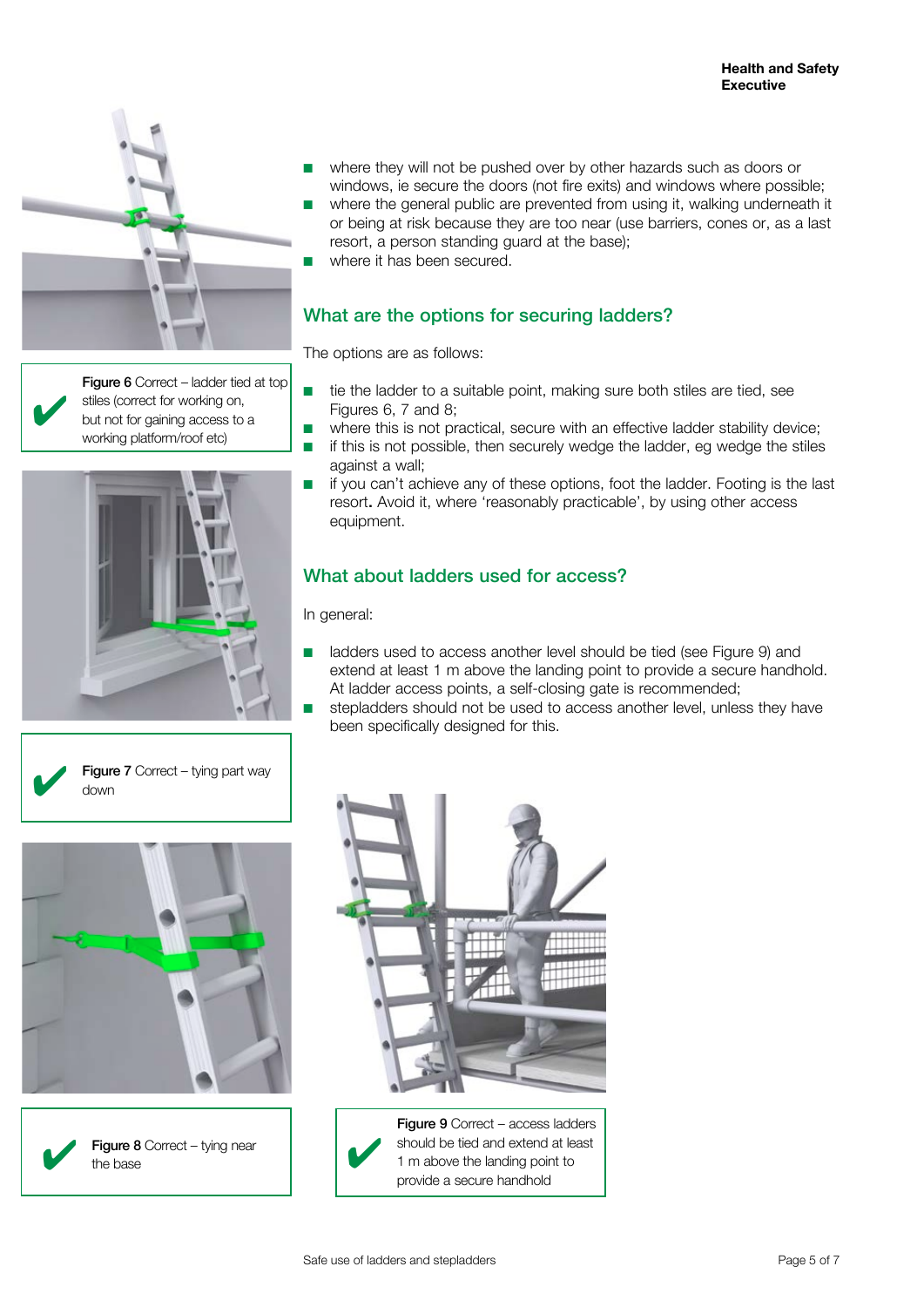- where they will not be pushed over by other hazards such as doors or windows, ie secure the doors (not fire exits) and windows where possible;
- where the general public are prevented from using it, walking underneath it or being at risk because they are too near (use barriers, cones or, as a last resort, a person standing guard at the base);
- where it has been secured.

## What are the options for securing ladders?

The options are as follows:

- tie the ladder to a suitable point, making sure both stiles are tied, see Figures 6, 7 and 8;
- where this is not practical, secure with an effective ladder stability device;
- if this is not possible, then securely wedge the ladder, eg wedge the stiles against a wall;
- if you can't achieve any of these options, foot the ladder. Footing is the last resort**.** Avoid it, where 'reasonably practicable', by using other access equipment.

## What about ladders used for access?

In general:

- ladders used to access another level should be tied (see Figure 9) and extend at least 1 m above the landing point to provide a secure handhold. At ladder access points, a self-closing gate is recommended;
- stepladders should not be used to access another level, unless they have been specifically designed for this.

✔ **Figure 6** Correct – ladder tied at top stiles (correct for working on, but not for gaining access to a working platform/roof etc)

✔ **Figure 7** Correct – tying part way down

✔ **Figure 8** Correct – tying near the base

✔ **Figure 9** Correct – access ladders should be tied and extend at least 1 m above the landing point to provide a secure handhold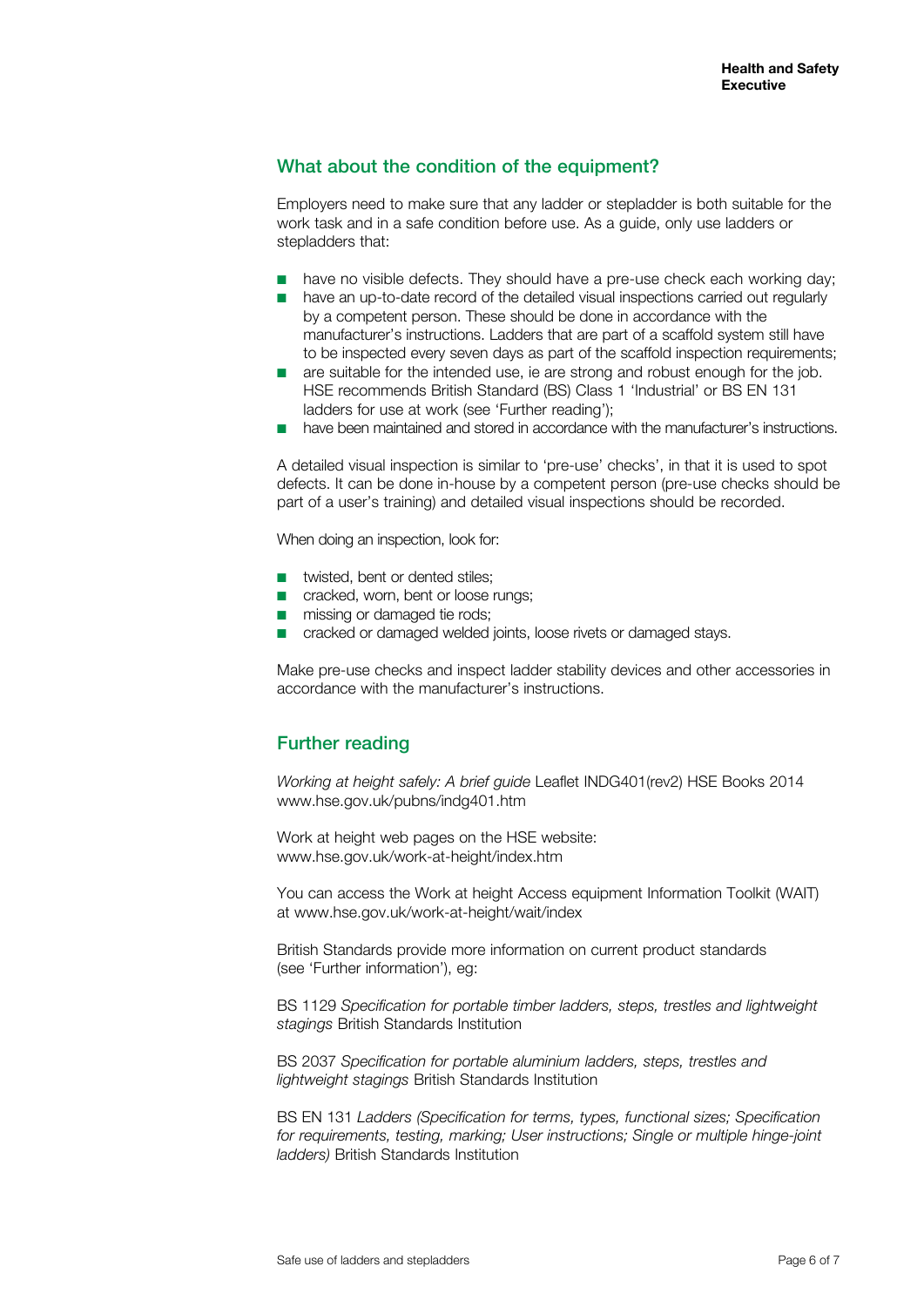## What about the condition of the equipment?

Employers need to make sure that any ladder or stepladder is both suitable for the work task and in a safe condition before use. As a guide, only use ladders or stepladders that:

- have no visible defects. They should have a pre-use check each working day;
- have an up-to-date record of the detailed visual inspections carried out regularly by a competent person. These should be done in accordance with the manufacturer's instructions. Ladders that are part of a scaffold system still have to be inspected every seven days as part of the scaffold inspection requirements;
- are suitable for the intended use, ie are strong and robust enough for the job. HSE recommends British Standard (BS) Class 1 'Industrial' or BS EN 131 ladders for use at work (see 'Further reading');
- have been maintained and stored in accordance with the manufacturer's instructions.

A detailed visual inspection is similar to 'pre-use' checks', in that it is used to spot defects. It can be done in-house by a competent person (pre-use checks should be part of a user's training) and detailed visual inspections should be recorded.

When doing an inspection, look for:

- twisted, bent or dented stiles;
- cracked, worn, bent or loose rungs;
- missing or damaged tie rods;
- cracked or damaged welded joints, loose rivets or damaged stays.

Make pre-use checks and inspect ladder stability devices and other accessories in accordance with the manufacturer's instructions.

## Further reading

*Working at height safely: A brief guide* Leaflet INDG401(rev2) HSE Books 2014 www.hse.gov.uk/pubns/indg401.htm

Work at height web pages on the HSE website: www.hse.gov.uk/work-at-height/index.htm

You can access the Work at height Access equipment Information Toolkit (WAIT) at www.hse.gov.uk/work-at-height/wait/index

British Standards provide more information on current product standards (see 'Further information'), eg:

BS 1129 *Specification for portable timber ladders, steps, trestles and lightweight stagings* British Standards Institution

BS 2037 *Specification for portable aluminium ladders, steps, trestles and lightweight stagings* British Standards Institution

BS EN 131 *Ladders (Specification for terms, types, functional sizes; Specification for requirements, testing, marking; User instructions; Single or multiple hinge-joint ladders)* British Standards Institution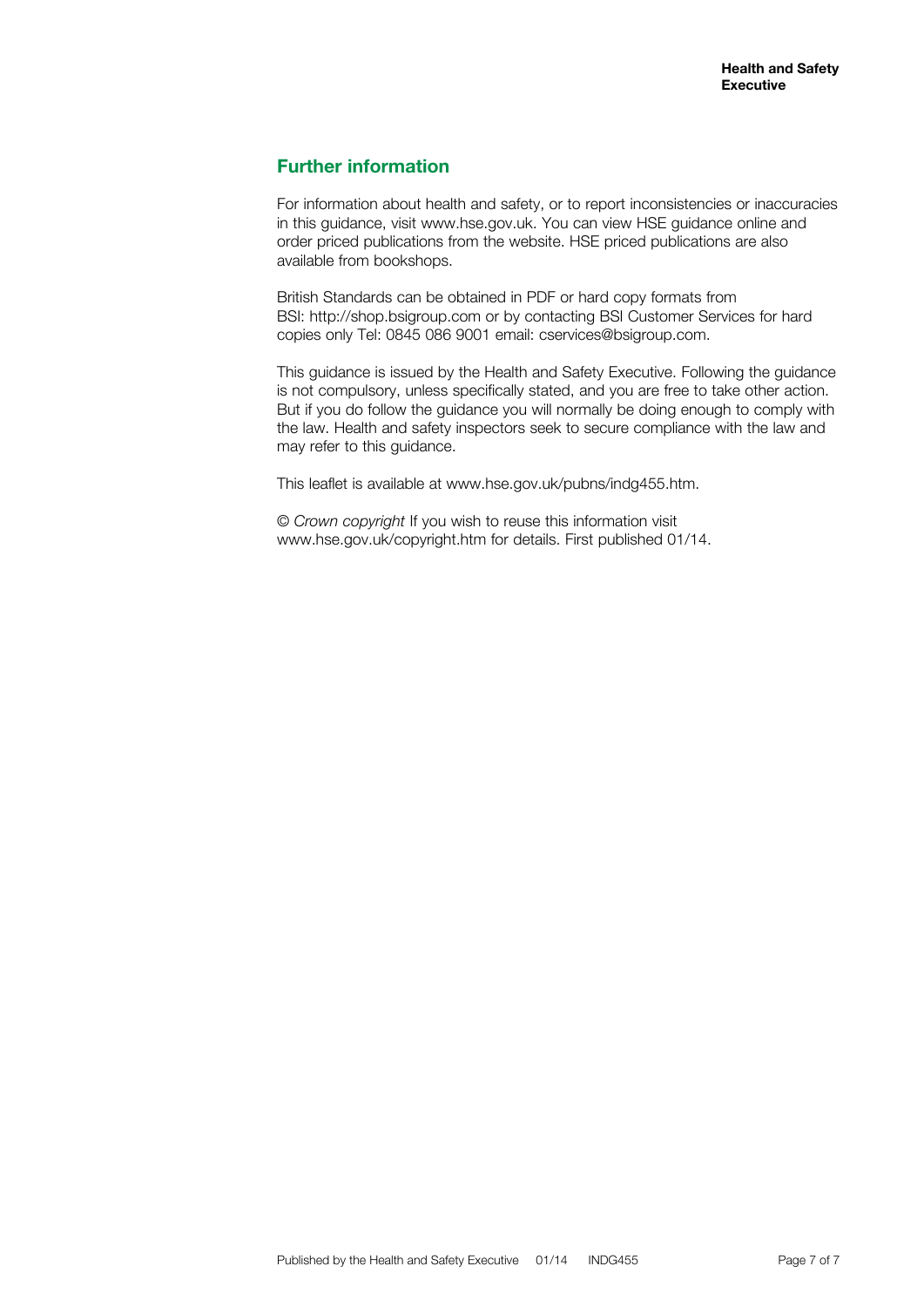## Further information

For information about health and safety, or to report inconsistencies or inaccuracies in this guidance, visit www.hse.gov.uk. You can view HSE guidance online and order priced publications from the website. HSE priced publications are also available from bookshops.

British Standards can be obtained in PDF or hard copy formats from BSI: http://shop.bsigroup.com or by contacting BSI Customer Services for hard copies only Tel: 0845 086 9001 email: cservices@bsigroup.com.

This guidance is issued by the Health and Safety Executive. Following the guidance is not compulsory, unless specifically stated, and you are free to take other action. But if you do follow the guidance you will normally be doing enough to comply with the law. Health and safety inspectors seek to secure compliance with the law and may refer to this guidance.

This leaflet is available at www.hse.gov.uk/pubns/indg455.htm.

© *Crown copyright* If you wish to reuse this information visit www.hse.gov.uk/copyright.htm for details. First published 01/14.